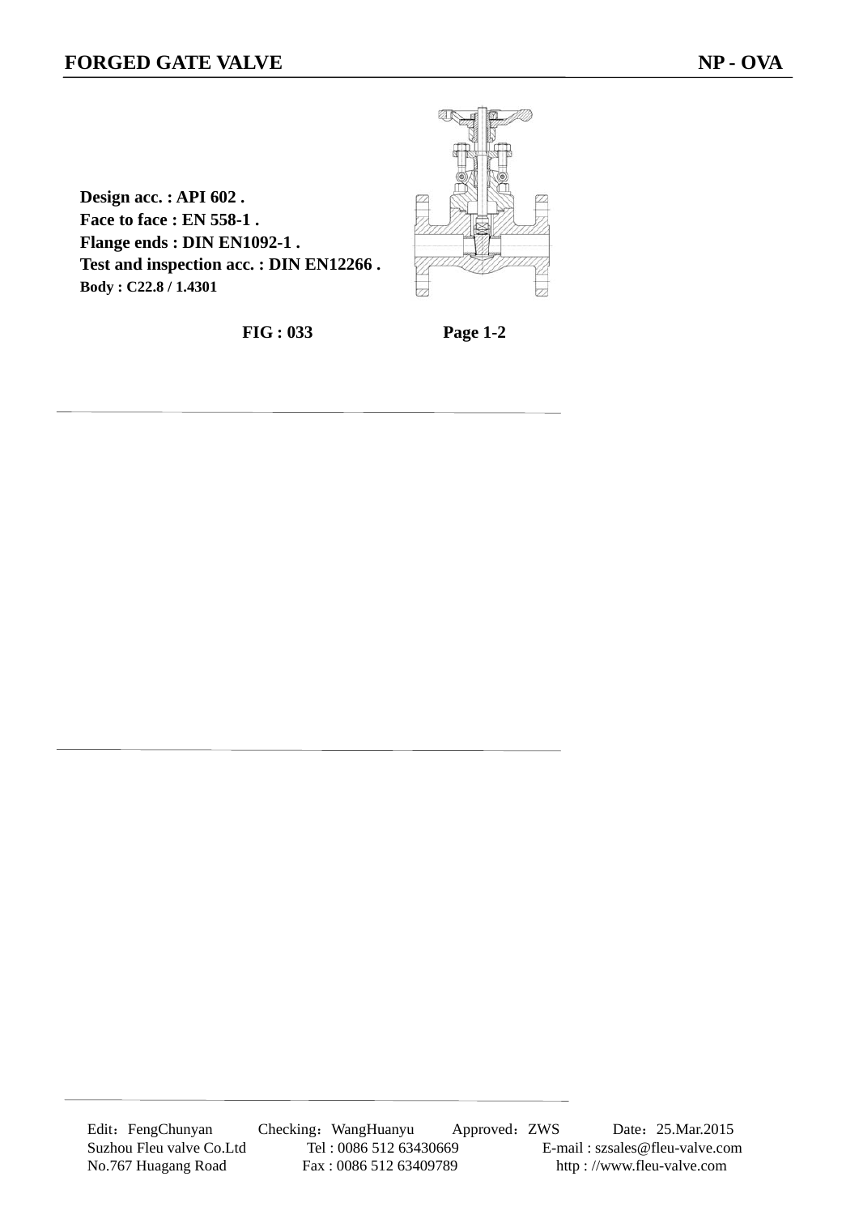# FORGED GATE VALVE

**NP - OVA**

**Design acc. : API 602 .**
**Face to face : EN 558-1 .**
**Flange ends : DIN EN1092-1 .**
**Test and inspection acc. : DIN EN12266 .**
**Body : C22.8 / 1.4301**

**FIG : 033** **Page 1-2**

Edit：FengChunyan Checking：WangHuanyu Approved：ZWS Date：25.Mar.2015
Suzhou Fleu valve Co.Ltd Tel : 0086 512 63430669 E-mail : szsales@fleu-valve.com
No.767 Huagang Road Fax : 0086 512 63409789 http : //www.fleu-valve.com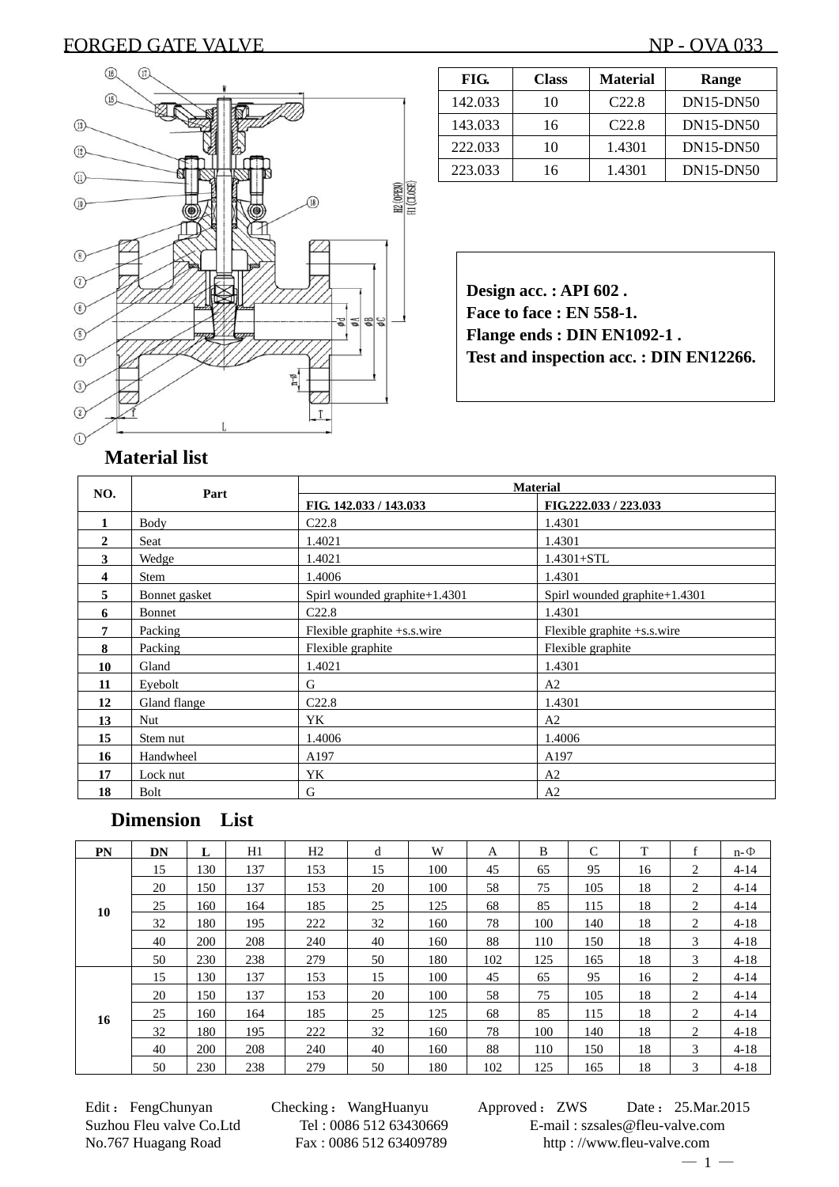# FORGED GATE VALVE NP - OVA 033

| FIG. | Class | Material | Range |
|---|---|---|---|
| 142.033 | 10 | C22.8 | DN15-DN50 |
| 143.033 | 16 | C22.8 | DN15-DN50 |
| 222.033 | 10 | 1.4301 | DN15-DN50 |
| 223.033 | 16 | 1.4301 | DN15-DN50 |

**Design acc. : API 602 .**
**Face to face : EN 558-1.**
**Flange ends : DIN EN1092-1 .**
**Test and inspection acc. : DIN EN12266.**

## Material list

| NO. | Part | Material | |
|---|---|---|---|
| | | FIG. 142.033 / 143.033 | FIG.222.033 / 223.033 |
| 1 | Body | C22.8 | 1.4301 |
| 2 | Seat | 1.4021 | 1.4301 |
| 3 | Wedge | 1.4021 | 1.4301+STL |
| 4 | Stem | 1.4006 | 1.4301 |
| 5 | Bonnet gasket | Spirl wounded graphite+1.4301 | Spirl wounded graphite+1.4301 |
| 6 | Bonnet | C22.8 | 1.4301 |
| 7 | Packing | Flexible graphite +s.s.wire | Flexible graphite +s.s.wire |
| 8 | Packing | Flexible graphite | Flexible graphite |
| 10 | Gland | 1.4021 | 1.4301 |
| 11 | Eyebolt | G | A2 |
| 12 | Gland flange | C22.8 | 1.4301 |
| 13 | Nut | YK | A2 |
| 15 | Stem nut | 1.4006 | 1.4006 |
| 16 | Handwheel | A197 | A197 |
| 17 | Lock nut | YK | A2 |
| 18 | Bolt | G | A2 |

## Dimension List

| PN | DN | L | H1 | H2 | d | W | A | B | C | T | f | n-Φ |
|---|---|---|---|---|---|---|---|---|---|---|---|---|
| 10 | 15 | 130 | 137 | 153 | 15 | 100 | 45 | 65 | 95 | 16 | 2 | 4-14 |
| | 20 | 150 | 137 | 153 | 20 | 100 | 58 | 75 | 105 | 18 | 2 | 4-14 |
| | 25 | 160 | 164 | 185 | 25 | 125 | 68 | 85 | 115 | 18 | 2 | 4-14 |
| | 32 | 180 | 195 | 222 | 32 | 160 | 78 | 100 | 140 | 18 | 2 | 4-18 |
| | 40 | 200 | 208 | 240 | 40 | 160 | 88 | 110 | 150 | 18 | 3 | 4-18 |
| | 50 | 230 | 238 | 279 | 50 | 180 | 102 | 125 | 165 | 18 | 3 | 4-18 |
| 16 | 15 | 130 | 137 | 153 | 15 | 100 | 45 | 65 | 95 | 16 | 2 | 4-14 |
| | 20 | 150 | 137 | 153 | 20 | 100 | 58 | 75 | 105 | 18 | 2 | 4-14 |
| | 25 | 160 | 164 | 185 | 25 | 125 | 68 | 85 | 115 | 18 | 2 | 4-14 |
| | 32 | 180 | 195 | 222 | 32 | 160 | 78 | 100 | 140 | 18 | 2 | 4-18 |
| | 40 | 200 | 208 | 240 | 40 | 160 | 88 | 110 | 150 | 18 | 3 | 4-18 |
| | 50 | 230 | 238 | 279 | 50 | 180 | 102 | 125 | 165 | 18 | 3 | 4-18 |

Edit： FengChunyan Checking： WangHuanyu Approved： ZWS Date： 25.Mar.2015
Suzhou Fleu valve Co.Ltd Tel : 0086 512 63430669 E-mail : szsales@fleu-valve.com
No.767 Huagang Road Fax : 0086 512 63409789 http : //www.fleu-valve.com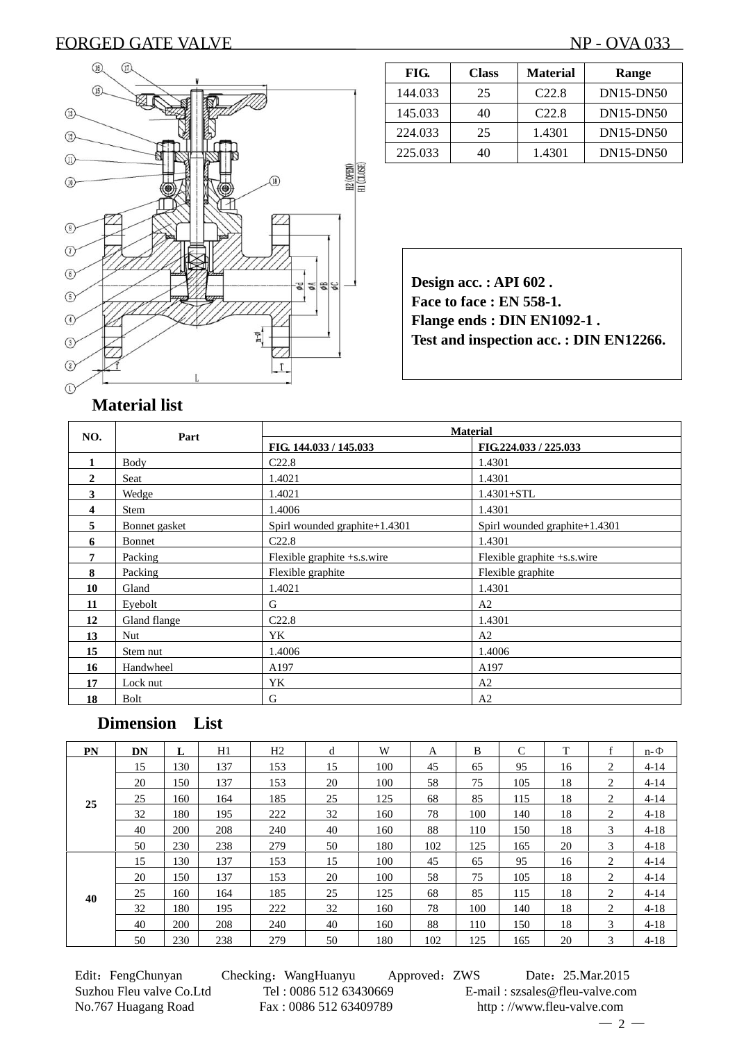# FORGED GATE VALVE NP - OVA 033

| FIG. | Class | Material | Range |
|---|---|---|---|
| 144.033 | 25 | C22.8 | DN15-DN50 |
| 145.033 | 40 | C22.8 | DN15-DN50 |
| 224.033 | 25 | 1.4301 | DN15-DN50 |
| 225.033 | 40 | 1.4301 | DN15-DN50 |

**Design acc. : API 602 .**
**Face to face : EN 558-1.**
**Flange ends : DIN EN1092-1 .**
**Test and inspection acc. : DIN EN12266.**

## Material list

| NO. | Part | Material | |
|---|---|---|---|
| | | FIG. 144.033 / 145.033 | FIG.224.033 / 225.033 |
| 1 | Body | C22.8 | 1.4301 |
| 2 | Seat | 1.4021 | 1.4301 |
| 3 | Wedge | 1.4021 | 1.4301+STL |
| 4 | Stem | 1.4006 | 1.4301 |
| 5 | Bonnet gasket | Spirl wounded graphite+1.4301 | Spirl wounded graphite+1.4301 |
| 6 | Bonnet | C22.8 | 1.4301 |
| 7 | Packing | Flexible graphite +s.s.wire | Flexible graphite +s.s.wire |
| 8 | Packing | Flexible graphite | Flexible graphite |
| 10 | Gland | 1.4021 | 1.4301 |
| 11 | Eyebolt | G | A2 |
| 12 | Gland flange | C22.8 | 1.4301 |
| 13 | Nut | YK | A2 |
| 15 | Stem nut | 1.4006 | 1.4006 |
| 16 | Handwheel | A197 | A197 |
| 17 | Lock nut | YK | A2 |
| 18 | Bolt | G | A2 |

## Dimension List

| PN | DN | L | H1 | H2 | d | W | A | B | C | T | f | n-Φ |
|---|---|---|---|---|---|---|---|---|---|---|---|---|
| 25 | 15 | 130 | 137 | 153 | 15 | 100 | 45 | 65 | 95 | 16 | 2 | 4-14 |
| | 20 | 150 | 137 | 153 | 20 | 100 | 58 | 75 | 105 | 18 | 2 | 4-14 |
| | 25 | 160 | 164 | 185 | 25 | 125 | 68 | 85 | 115 | 18 | 2 | 4-14 |
| | 32 | 180 | 195 | 222 | 32 | 160 | 78 | 100 | 140 | 18 | 2 | 4-18 |
| | 40 | 200 | 208 | 240 | 40 | 160 | 88 | 110 | 150 | 18 | 3 | 4-18 |
| | 50 | 230 | 238 | 279 | 50 | 180 | 102 | 125 | 165 | 20 | 3 | 4-18 |
| 40 | 15 | 130 | 137 | 153 | 15 | 100 | 45 | 65 | 95 | 16 | 2 | 4-14 |
| | 20 | 150 | 137 | 153 | 20 | 100 | 58 | 75 | 105 | 18 | 2 | 4-14 |
| | 25 | 160 | 164 | 185 | 25 | 125 | 68 | 85 | 115 | 18 | 2 | 4-14 |
| | 32 | 180 | 195 | 222 | 32 | 160 | 78 | 100 | 140 | 18 | 2 | 4-18 |
| | 40 | 200 | 208 | 240 | 40 | 160 | 88 | 110 | 150 | 18 | 3 | 4-18 |
| | 50 | 230 | 238 | 279 | 50 | 180 | 102 | 125 | 165 | 20 | 3 | 4-18 |

Edit：FengChunyan Checking：WangHuanyu Approved：ZWS Date：25.Mar.2015
Suzhou Fleu valve Co.Ltd Tel : 0086 512 63430669 E-mail : szsales@fleu-valve.com
No.767 Huagang Road Fax : 0086 512 63409789 http : //www.fleu-valve.com